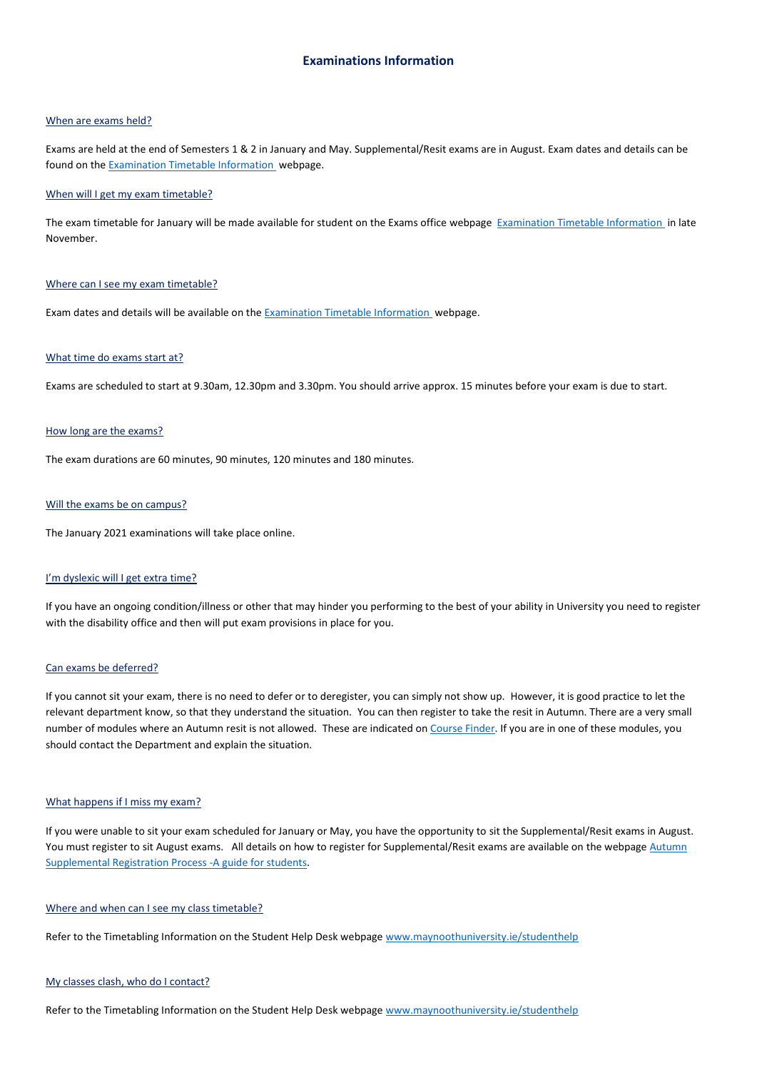# Examinations Information

## When are exams held?

Exams are held at the end of Semesters 1 & 2 in January and May. Supplemental/Resit exams are in August. Exam dates and details can be found on the Examination Timetable Information webpage.

## When will I get my exam timetable?

The exam timetable for January will be made available for student on the Exams office webpage Examination Timetable Information in late November.

## Where can I see my exam timetable?

Exam dates and details will be available on the Examination Timetable Information webpage.

## What time do exams start at?

Exams are scheduled to start at 9.30am, 12.30pm and 3.30pm. You should arrive approx. 15 minutes before your exam is due to start.

## How long are the exams?

The exam durations are 60 minutes, 90 minutes, 120 minutes and 180 minutes.

## Will the exams be on campus?

The January 2021 examinations will take place online.

## I'm dyslexic will I get extra time?

If you have an ongoing condition/illness or other that may hinder you performing to the best of your ability in University you need to register with the disability office and then will put exam provisions in place for you.

## Can exams be deferred?

If you cannot sit your exam, there is no need to defer or to deregister, you can simply not show up. However, it is good practice to let the relevant department know, so that they understand the situation. You can then register to take the resit in Autumn. There are a very small number of modules where an Autumn resit is not allowed. These are indicated on Course Finder. If you are in one of these modules, you should contact the Department and explain the situation.

## What happens if I miss my exam?

If you were unable to sit your exam scheduled for January or May, you have the opportunity to sit the Supplemental/Resit exams in August. You must register to sit August exams. All details on how to register for Supplemental/Resit exams are available on the webpage Autumn Supplemental Registration Process -A guide for students.

## Where and when can I see my class timetable?

Refer to the Timetabling Information on the Student Help Desk webpage www.maynoothuniversity.ie/studenthelp

## My classes clash, who do I contact?

Refer to the Timetabling Information on the Student Help Desk webpage www.maynoothuniversity.ie/studenthelp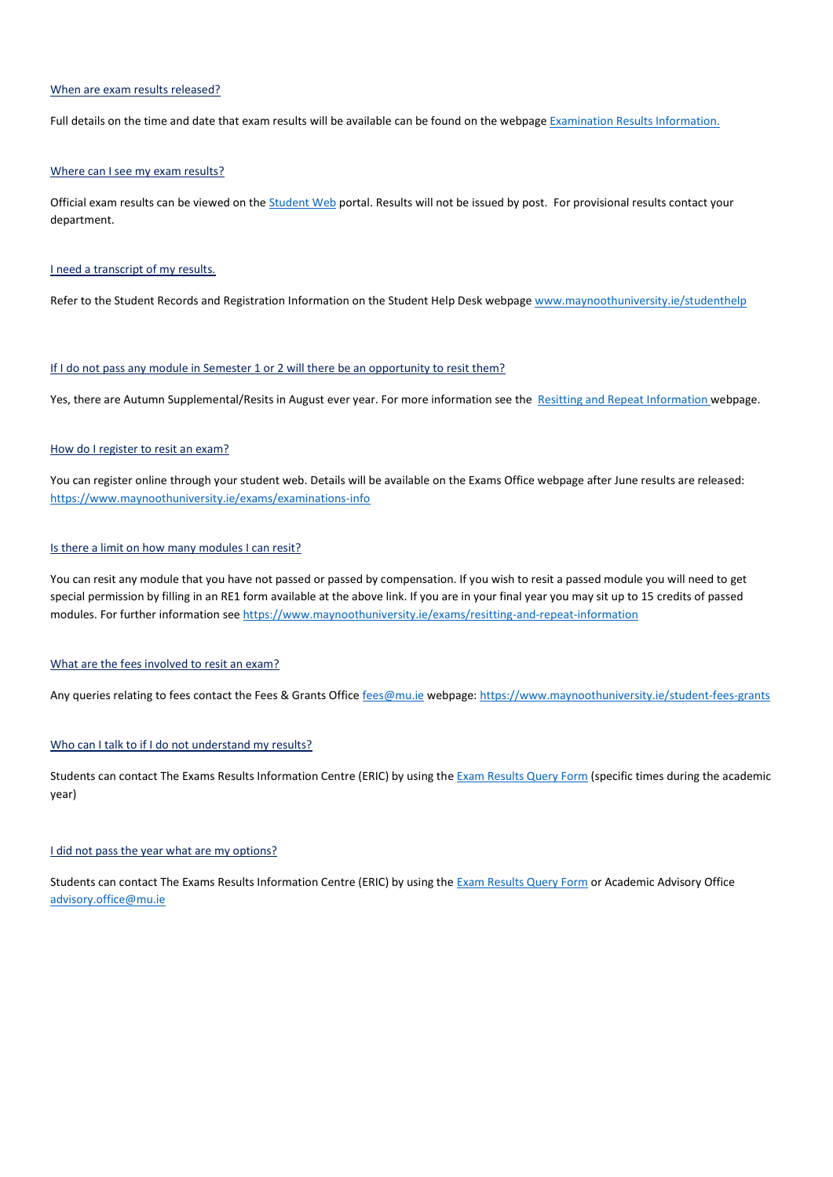### When are exam results released?

Full details on the time and date that exam results will be available can be found on the webpage Examination Results Information.

### Where can I see my exam results?

Official exam results can be viewed on the Student Web portal. Results will not be issued by post. For provisional results contact your department.

### I need a transcript of my results.

Refer to the Student Records and Registration Information on the Student Help Desk webpage www.maynoothuniversity.ie/studenthelp

### If I do not pass any module in Semester 1 or 2 will there be an opportunity to resit them?

Yes, there are Autumn Supplemental/Resits in August ever year. For more information see the Resitting and Repeat Information webpage.

### How do I register to resit an exam?

You can register online through your student web. Details will be available on the Exams Office webpage after June results are released: https://www.maynoothuniversity.ie/exams/examinations-info

### Is there a limit on how many modules I can resit?

You can resit any module that you have not passed or passed by compensation. If you wish to resit a passed module you will need to get special permission by filling in an RE1 form available at the above link. If you are in your final year you may sit up to 15 credits of passed modules. For further information see https://www.maynoothuniversity.ie/exams/resitting-and-repeat-information

### What are the fees involved to resit an exam?

Any queries relating to fees contact the Fees & Grants Office fees@mu.ie webpage: https://www.maynoothuniversity.ie/student-fees-grants

### Who can I talk to if I do not understand my results?

Students can contact The Exams Results Information Centre (ERIC) by using the Exam Results Query Form (specific times during the academic year)

### I did not pass the year what are my options?

Students can contact The Exams Results Information Centre (ERIC) by using the Exam Results Query Form or Academic Advisory Office advisory.office@mu.ie